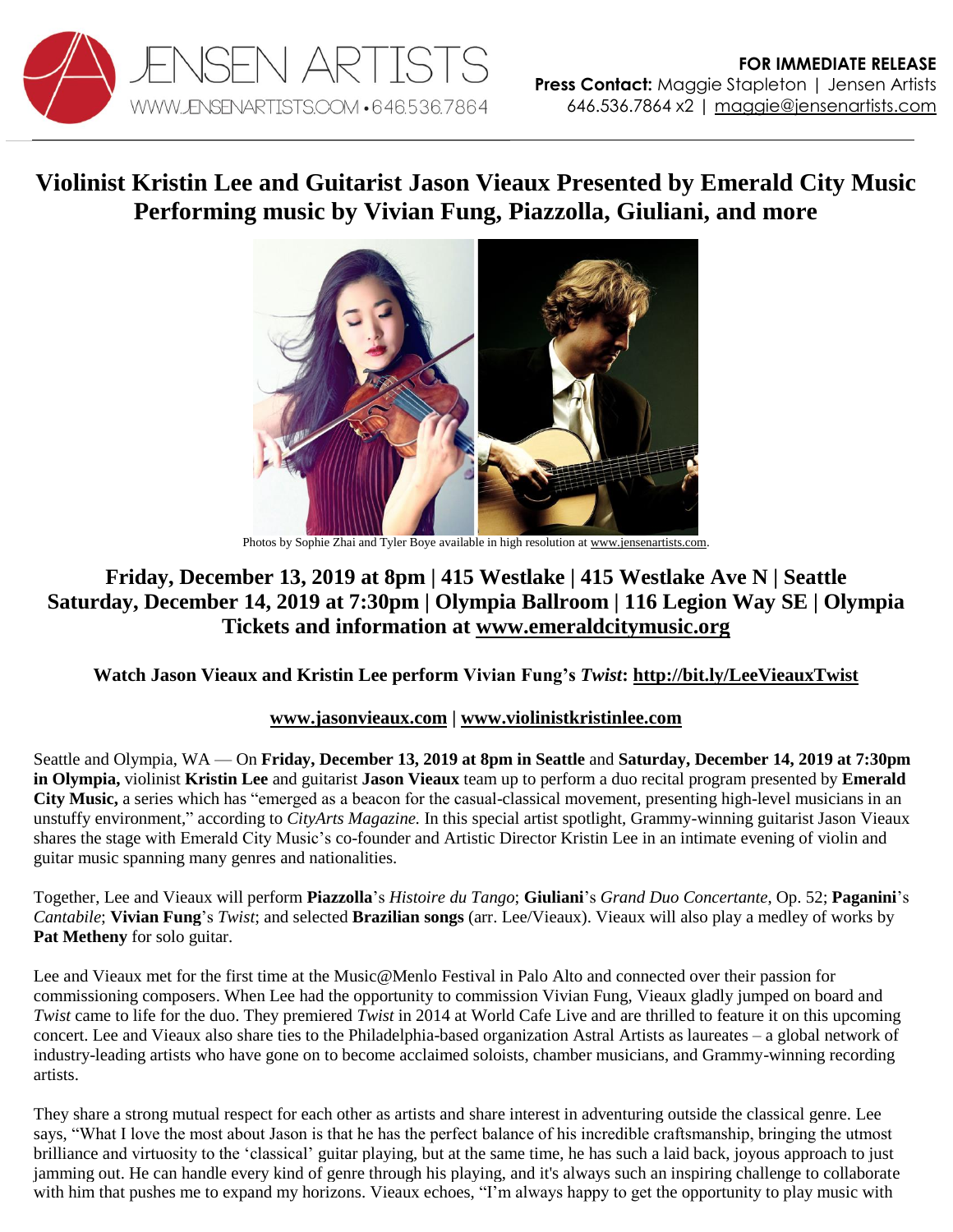JENSEN ARTISTS
WWW.JENSENARTISTS.COM • 646.536.7864

**FOR IMMEDIATE RELEASE**
**Press Contact:** Maggie Stapleton | Jensen Artists
646.536.7864 x2 | maggie@jensenartists.com

# Violinist Kristin Lee and Guitarist Jason Vieaux Presented by Emerald City Music Performing music by Vivian Fung, Piazzolla, Giuliani, and more

Photos by Sophie Zhai and Tyler Boye available in high resolution at www.jensenartists.com.

## Friday, December 13, 2019 at 8pm | 415 Westlake | 415 Westlake Ave N | Seattle
## Saturday, December 14, 2019 at 7:30pm | Olympia Ballroom | 116 Legion Way SE | Olympia
## Tickets and information at www.emeraldcitymusic.org

**Watch Jason Vieaux and Kristin Lee perform Vivian Fung's *Twist*: http://bit.ly/LeeVieauxTwist**

**www.jasonvieaux.com | www.violinistkristinlee.com**

Seattle and Olympia, WA — On **Friday, December 13, 2019 at 8pm in Seattle** and **Saturday, December 14, 2019 at 7:30pm in Olympia,** violinist **Kristin Lee** and guitarist **Jason Vieaux** team up to perform a duo recital program presented by **Emerald City Music,** a series which has "emerged as a beacon for the casual-classical movement, presenting high-level musicians in an unstuffy environment," according to *CityArts Magazine.* In this special artist spotlight, Grammy-winning guitarist Jason Vieaux shares the stage with Emerald City Music's co-founder and Artistic Director Kristin Lee in an intimate evening of violin and guitar music spanning many genres and nationalities.

Together, Lee and Vieaux will perform **Piazzolla**'s *Histoire du Tango*; **Giuliani**'s *Grand Duo Concertante*, Op. 52; **Paganini**'s *Cantabile*; **Vivian Fung**'s *Twist*; and selected **Brazilian songs** (arr. Lee/Vieaux). Vieaux will also play a medley of works by **Pat Metheny** for solo guitar.

Lee and Vieaux met for the first time at the Music@Menlo Festival in Palo Alto and connected over their passion for commissioning composers. When Lee had the opportunity to commission Vivian Fung, Vieaux gladly jumped on board and *Twist* came to life for the duo. They premiered *Twist* in 2014 at World Cafe Live and are thrilled to feature it on this upcoming concert. Lee and Vieaux also share ties to the Philadelphia-based organization Astral Artists as laureates – a global network of industry-leading artists who have gone on to become acclaimed soloists, chamber musicians, and Grammy-winning recording artists.

They share a strong mutual respect for each other as artists and share interest in adventuring outside the classical genre. Lee says, "What I love the most about Jason is that he has the perfect balance of his incredible craftsmanship, bringing the utmost brilliance and virtuosity to the 'classical' guitar playing, but at the same time, he has such a laid back, joyous approach to just jamming out. He can handle every kind of genre through his playing, and it's always such an inspiring challenge to collaborate with him that pushes me to expand my horizons. Vieaux echoes, "I'm always happy to get the opportunity to play music with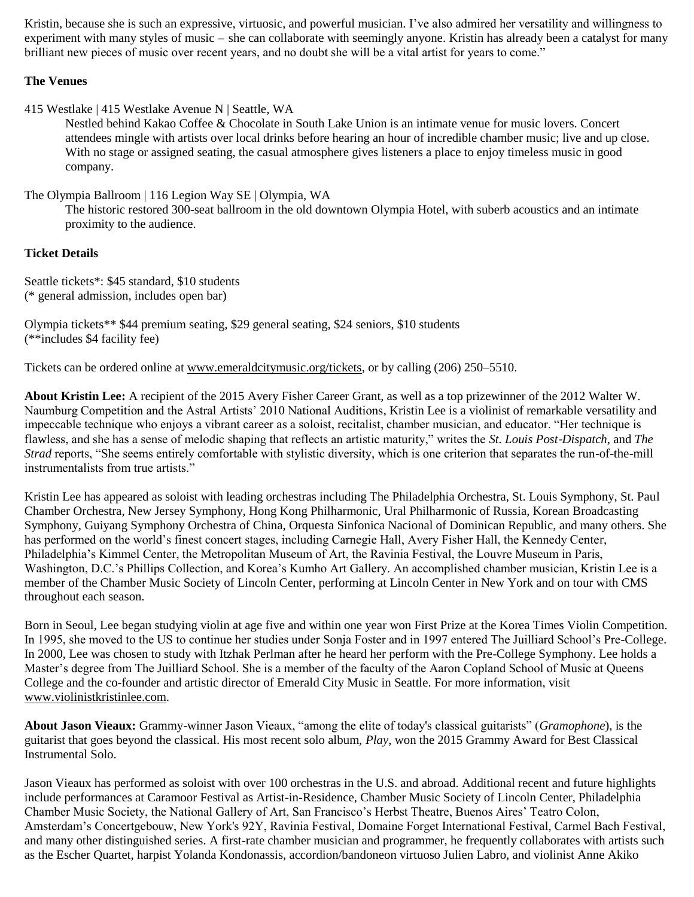Kristin, because she is such an expressive, virtuosic, and powerful musician. I've also admired her versatility and willingness to experiment with many styles of music – she can collaborate with seemingly anyone. Kristin has already been a catalyst for many brilliant new pieces of music over recent years, and no doubt she will be a vital artist for years to come."

**The Venues**

415 Westlake | 415 Westlake Avenue N | Seattle, WA

Nestled behind Kakao Coffee & Chocolate in South Lake Union is an intimate venue for music lovers. Concert attendees mingle with artists over local drinks before hearing an hour of incredible chamber music; live and up close. With no stage or assigned seating, the casual atmosphere gives listeners a place to enjoy timeless music in good company.

The Olympia Ballroom | 116 Legion Way SE | Olympia, WA

The historic restored 300-seat ballroom in the old downtown Olympia Hotel, with suberb acoustics and an intimate proximity to the audience.

**Ticket Details**

Seattle tickets*: $45 standard, $10 students
(* general admission, includes open bar)

Olympia tickets** $44 premium seating, $29 general seating, $24 seniors, $10 students
(**includes $4 facility fee)

Tickets can be ordered online at www.emeraldcitymusic.org/tickets, or by calling (206) 250–5510.

**About Kristin Lee:** A recipient of the 2015 Avery Fisher Career Grant, as well as a top prizewinner of the 2012 Walter W. Naumburg Competition and the Astral Artists' 2010 National Auditions, Kristin Lee is a violinist of remarkable versatility and impeccable technique who enjoys a vibrant career as a soloist, recitalist, chamber musician, and educator. "Her technique is flawless, and she has a sense of melodic shaping that reflects an artistic maturity," writes the *St. Louis Post-Dispatch*, and *The Strad* reports, "She seems entirely comfortable with stylistic diversity, which is one criterion that separates the run-of-the-mill instrumentalists from true artists."

Kristin Lee has appeared as soloist with leading orchestras including The Philadelphia Orchestra, St. Louis Symphony, St. Paul Chamber Orchestra, New Jersey Symphony, Hong Kong Philharmonic, Ural Philharmonic of Russia, Korean Broadcasting Symphony, Guiyang Symphony Orchestra of China, Orquesta Sinfonica Nacional of Dominican Republic, and many others. She has performed on the world's finest concert stages, including Carnegie Hall, Avery Fisher Hall, the Kennedy Center, Philadelphia's Kimmel Center, the Metropolitan Museum of Art, the Ravinia Festival, the Louvre Museum in Paris, Washington, D.C.'s Phillips Collection, and Korea's Kumho Art Gallery. An accomplished chamber musician, Kristin Lee is a member of the Chamber Music Society of Lincoln Center, performing at Lincoln Center in New York and on tour with CMS throughout each season.

Born in Seoul, Lee began studying violin at age five and within one year won First Prize at the Korea Times Violin Competition. In 1995, she moved to the US to continue her studies under Sonja Foster and in 1997 entered The Juilliard School's Pre-College. In 2000, Lee was chosen to study with Itzhak Perlman after he heard her perform with the Pre-College Symphony. Lee holds a Master's degree from The Juilliard School. She is a member of the faculty of the Aaron Copland School of Music at Queens College and the co-founder and artistic director of Emerald City Music in Seattle. For more information, visit www.violinistkristinlee.com.

**About Jason Vieaux:** Grammy-winner Jason Vieaux, "among the elite of today's classical guitarists" (*Gramophone*), is the guitarist that goes beyond the classical. His most recent solo album, *Play*, won the 2015 Grammy Award for Best Classical Instrumental Solo.

Jason Vieaux has performed as soloist with over 100 orchestras in the U.S. and abroad. Additional recent and future highlights include performances at Caramoor Festival as Artist-in-Residence, Chamber Music Society of Lincoln Center, Philadelphia Chamber Music Society, the National Gallery of Art, San Francisco's Herbst Theatre, Buenos Aires' Teatro Colon, Amsterdam's Concertgebouw, New York's 92Y, Ravinia Festival, Domaine Forget International Festival, Carmel Bach Festival, and many other distinguished series. A first-rate chamber musician and programmer, he frequently collaborates with artists such as the Escher Quartet, harpist Yolanda Kondonassis, accordion/bandoneon virtuoso Julien Labro, and violinist Anne Akiko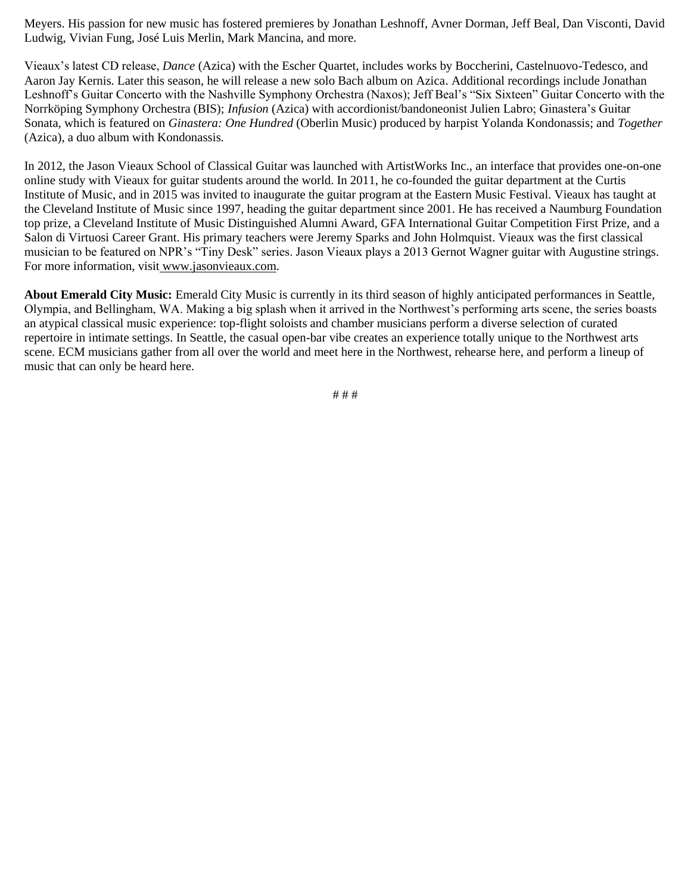Meyers. His passion for new music has fostered premieres by Jonathan Leshnoff, Avner Dorman, Jeff Beal, Dan Visconti, David Ludwig, Vivian Fung, José Luis Merlin, Mark Mancina, and more.

Vieaux's latest CD release, *Dance* (Azica) with the Escher Quartet, includes works by Boccherini, Castelnuovo-Tedesco, and Aaron Jay Kernis. Later this season, he will release a new solo Bach album on Azica. Additional recordings include Jonathan Leshnoff's Guitar Concerto with the Nashville Symphony Orchestra (Naxos); Jeff Beal's "Six Sixteen" Guitar Concerto with the Norrköping Symphony Orchestra (BIS); *Infusion* (Azica) with accordionist/bandoneonist Julien Labro; Ginastera's Guitar Sonata, which is featured on *Ginastera: One Hundred* (Oberlin Music) produced by harpist Yolanda Kondonassis; and *Together* (Azica), a duo album with Kondonassis.

In 2012, the Jason Vieaux School of Classical Guitar was launched with ArtistWorks Inc., an interface that provides one-on-one online study with Vieaux for guitar students around the world. In 2011, he co-founded the guitar department at the Curtis Institute of Music, and in 2015 was invited to inaugurate the guitar program at the Eastern Music Festival. Vieaux has taught at the Cleveland Institute of Music since 1997, heading the guitar department since 2001. He has received a Naumburg Foundation top prize, a Cleveland Institute of Music Distinguished Alumni Award, GFA International Guitar Competition First Prize, and a Salon di Virtuosi Career Grant. His primary teachers were Jeremy Sparks and John Holmquist. Vieaux was the first classical musician to be featured on NPR's "Tiny Desk" series. Jason Vieaux plays a 2013 Gernot Wagner guitar with Augustine strings. For more information, visit www.jasonvieaux.com.

**About Emerald City Music:** Emerald City Music is currently in its third season of highly anticipated performances in Seattle, Olympia, and Bellingham, WA. Making a big splash when it arrived in the Northwest's performing arts scene, the series boasts an atypical classical music experience: top-flight soloists and chamber musicians perform a diverse selection of curated repertoire in intimate settings. In Seattle, the casual open-bar vibe creates an experience totally unique to the Northwest arts scene. ECM musicians gather from all over the world and meet here in the Northwest, rehearse here, and perform a lineup of music that can only be heard here.

# # #